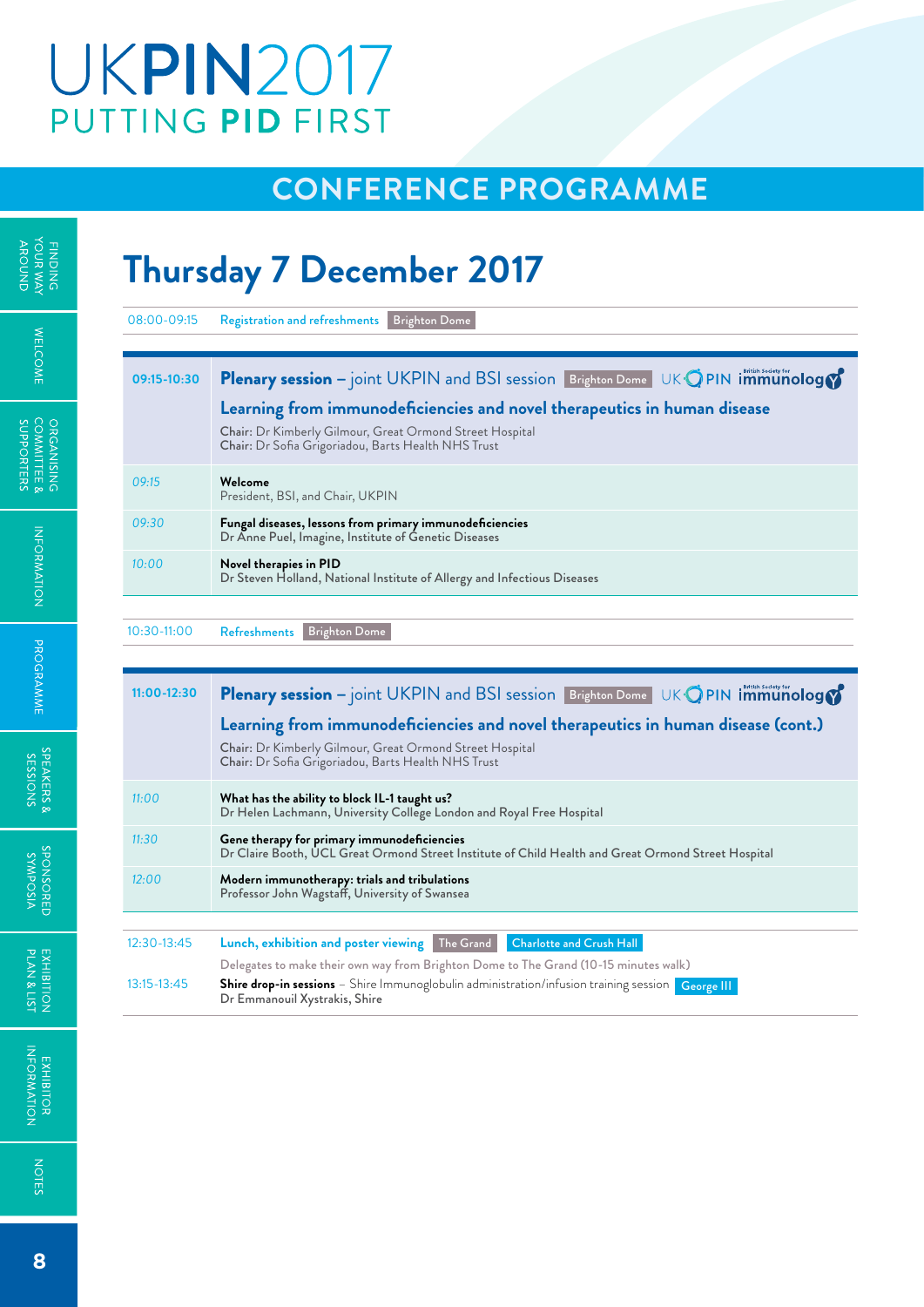# UKPIN2017
## PUTTING PID FIRST

## CONFERENCE PROGRAMME

# Thursday 7 December 2017

| | |
|---|---|
| 08:00-09:15 | Registration and refreshments — Brighton Dome |

| | |
|---|---|
| **09:15-10:30** | **Plenary session** – joint UKPIN and BSI session — Brighton Dome<br>**Learning from immunodeficiencies and novel therapeutics in human disease**<br>**Chair:** Dr Kimberly Gilmour, Great Ormond Street Hospital<br>**Chair:** Dr Sofia Grigoriadou, Barts Health NHS Trust |
| *09:15* | **Welcome**<br>President, BSI, and Chair, UKPIN |
| *09:30* | **Fungal diseases, lessons from primary immunodeficiencies**<br>Dr Anne Puel, Imagine, Institute of Genetic Diseases |
| *10:00* | **Novel therapies in PID**<br>Dr Steven Holland, National Institute of Allergy and Infectious Diseases |

| | |
|---|---|
| 10:30-11:00 | Refreshments — Brighton Dome |

| | |
|---|---|
| **11:00-12:30** | **Plenary session** – joint UKPIN and BSI session — Brighton Dome<br>**Learning from immunodeficiencies and novel therapeutics in human disease (cont.)**<br>**Chair:** Dr Kimberly Gilmour, Great Ormond Street Hospital<br>**Chair:** Dr Sofia Grigoriadou, Barts Health NHS Trust |
| *11:00* | **What has the ability to block IL-1 taught us?**<br>Dr Helen Lachmann, University College London and Royal Free Hospital |
| *11:30* | **Gene therapy for primary immunodeficiencies**<br>Dr Claire Booth, UCL Great Ormond Street Institute of Child Health and Great Ormond Street Hospital |
| *12:00* | **Modern immunotherapy: trials and tribulations**<br>Professor John Wagstaff, University of Swansea |

| | |
|---|---|
| 12:30-13:45 | Lunch, exhibition and poster viewing — The Grand — Charlotte and Crush Hall<br>Delegates to make their own way from Brighton Dome to The Grand (10-15 minutes walk) |
| 13:15-13:45 | **Shire drop-in sessions** – Shire Immunoglobulin administration/infusion training session — George III<br>Dr Emmanouil Xystrakis, Shire |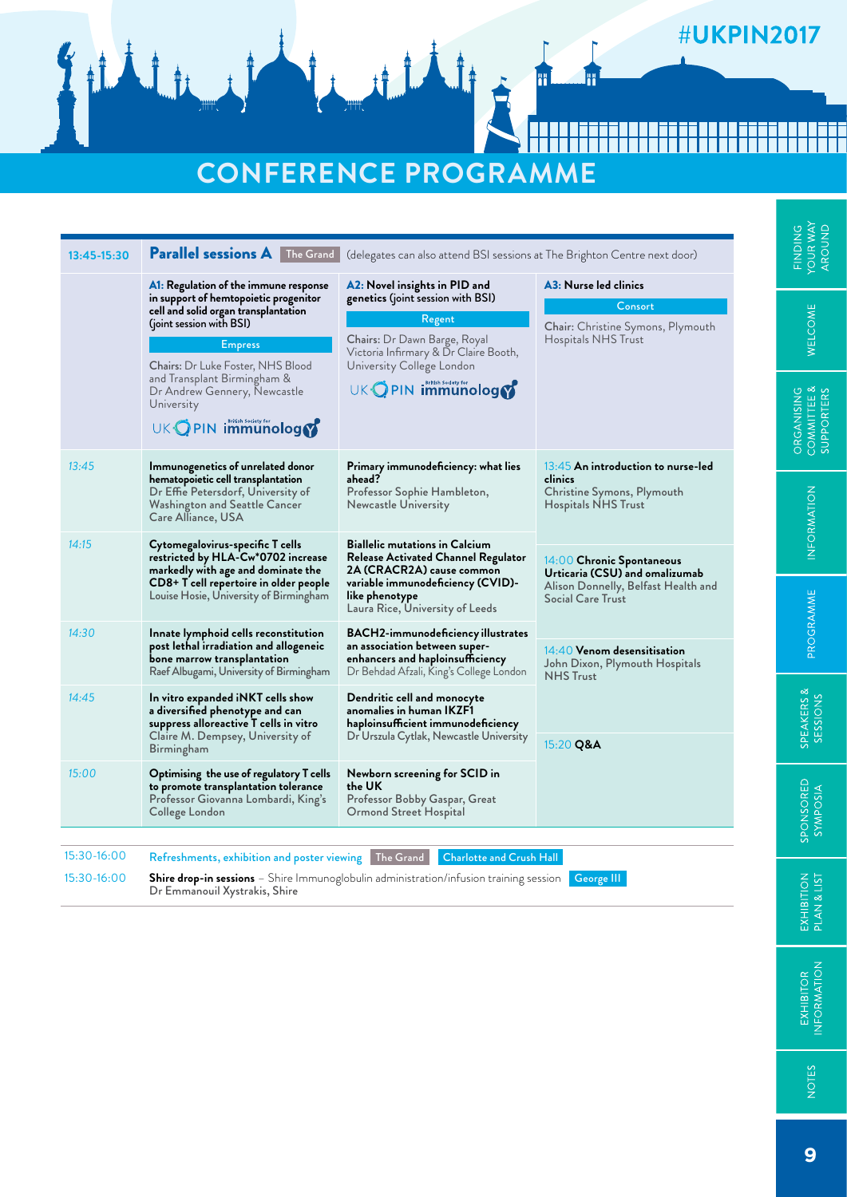# CONFERENCE PROGRAMME

| 13:45-15:30 | **Parallel sessions A** The Grand (delegates can also attend BSI sessions at The Brighton Centre next door) | | |
|---|---|---|---|
| | **A1: Regulation of the immune response in support of hemtopoietic progenitor cell and solid organ transplantation (joint session with BSI)** Empress Chairs: Dr Luke Foster, NHS Blood and Transplant Birmingham & Dr Andrew Gennery, Newcastle University | **A2: Novel insights in PID and genetics (joint session with BSI)** Regent Chairs: Dr Dawn Barge, Royal Victoria Infirmary & Dr Claire Booth, University College London | **A3: Nurse led clinics** Consort Chair: Christine Symons, Plymouth Hospitals NHS Trust |
| *13:45* | **Immunogenetics of unrelated donor hematopoietic cell transplantation** Dr Effie Petersdorf, University of Washington and Seattle Cancer Care Alliance, USA | **Primary immunodeficiency: what lies ahead?** Professor Sophie Hambleton, Newcastle University | 13:45 **An introduction to nurse-led clinics** Christine Symons, Plymouth Hospitals NHS Trust |
| *14:15* | **Cytomegalovirus-specific T cells restricted by HLA-Cw*0702 increase markedly with age and dominate the CD8+ T cell repertoire in older people** Louise Hosie, University of Birmingham | **Biallelic mutations in Calcium Release Activated Channel Regulator 2A (CRACR2A) cause common variable immunodeficiency (CVID)-like phenotype** Laura Rice, University of Leeds | 14:00 **Chronic Spontaneous Urticaria (CSU) and omalizumab** Alison Donnelly, Belfast Health and Social Care Trust |
| *14:30* | **Innate lymphoid cells reconstitution post lethal irradiation and allogeneic bone marrow transplantation** Raef Albugami, University of Birmingham | **BACH2-immunodeficiency illustrates an association between super-enhancers and haploinsufficiency** Dr Behdad Afzali, King's College London | 14:40 **Venom desensitisation** John Dixon, Plymouth Hospitals NHS Trust |
| *14:45* | **In vitro expanded iNKT cells show a diversified phenotype and can suppress alloreactive T cells in vitro** Claire M. Dempsey, University of Birmingham | **Dendritic cell and monocyte anomalies in human IKZF1 haploinsufficient immunodeficiency** Dr Urszula Cytlak, Newcastle University | 15:20 **Q&A** |
| *15:00* | **Optimising the use of regulatory T cells to promote transplantation tolerance** Professor Giovanna Lombardi, King's College London | **Newborn screening for SCID in the UK** Professor Bobby Gaspar, Great Ormond Street Hospital | |

| | |
|---|---|
| 15:30-16:00 | Refreshments, exhibition and poster viewing The Grand Charlotte and Crush Hall |
| 15:30-16:00 | **Shire drop-in sessions** – Shire Immunoglobulin administration/infusion training session George III Dr Emmanouil Xystrakis, Shire |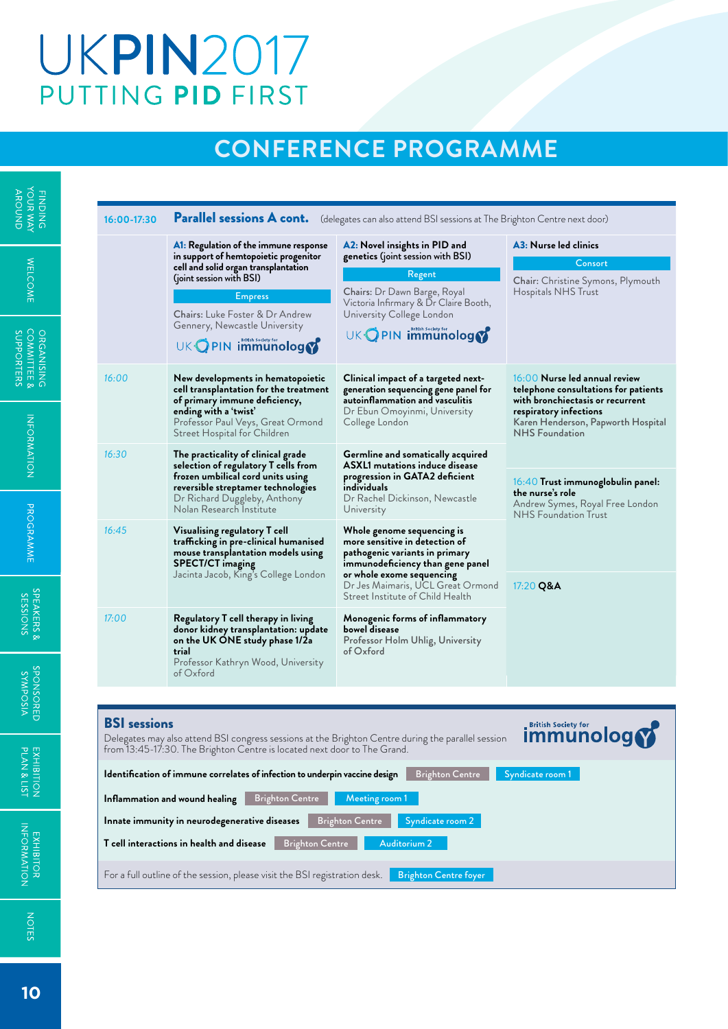# UKPIN2017
## PUTTING PID FIRST

## CONFERENCE PROGRAMME

**16:00-17:30 Parallel sessions A cont.** (delegates can also attend BSI sessions at The Brighton Centre next door)

| | A1: Regulation of the immune response in support of hemtopoietic progenitor cell and solid organ transplantation (joint session with BSI) | A2: Novel insights in PID and genetics (joint session with BSI) | A3: Nurse led clinics |
|---|---|---|---|
| | Empress<br>Chairs: Luke Foster & Dr Andrew Gennery, Newcastle University | Regent<br>Chairs: Dr Dawn Barge, Royal Victoria Infirmary & Dr Claire Booth, University College London | Consort<br>Chair: Christine Symons, Plymouth Hospitals NHS Trust |
| 16:00 | **New developments in hematopoietic cell transplantation for the treatment of primary immune deficiency, ending with a 'twist'**<br>Professor Paul Veys, Great Ormond Street Hospital for Children | **Clinical impact of a targeted next-generation sequencing gene panel for autoinflammation and vasculitis**<br>Dr Ebun Omoyinmi, University College London | 16:00 **Nurse led annual review telephone consultations for patients with bronchiectasis or recurrent respiratory infections**<br>Karen Henderson, Papworth Hospital NHS Foundation |
| 16:30 | **The practicality of clinical grade selection of regulatory T cells from frozen umbilical cord units using reversible streptamer technologies**<br>Dr Richard Duggleby, Anthony Nolan Research Institute | **Germline and somatically acquired ASXL1 mutations induce disease progression in GATA2 deficient individuals**<br>Dr Rachel Dickinson, Newcastle University | 16:40 **Trust immunoglobulin panel: the nurse's role**<br>Andrew Symes, Royal Free London NHS Foundation Trust |
| 16:45 | **Visualising regulatory T cell trafficking in pre-clinical humanised mouse transplantation models using SPECT/CT imaging**<br>Jacinta Jacob, King's College London | **Whole genome sequencing is more sensitive in detection of pathogenic variants in primary immunodeficiency than gene panel or whole exome sequencing**<br>Dr Jes Maimaris, UCL Great Ormond Street Institute of Child Health | 17:20 **Q&A** |
| 17:00 | **Regulatory T cell therapy in living donor kidney transplantation: update on the UK ONE study phase 1/2a trial**<br>Professor Kathryn Wood, University of Oxford | **Monogenic forms of inflammatory bowel disease**<br>Professor Holm Uhlig, University of Oxford | |

## BSI sessions

Delegates may also attend BSI congress sessions at the Brighton Centre during the parallel session from 13:45-17:30. The Brighton Centre is located next door to The Grand.

| Session | Venue | Room |
|---|---|---|
| **Identification of immune correlates of infection to underpin vaccine design** | Brighton Centre | Syndicate room 1 |
| **Inflammation and wound healing** | Brighton Centre | Meeting room 1 |
| **Innate immunity in neurodegenerative diseases** | Brighton Centre | Syndicate room 2 |
| **T cell interactions in health and disease** | Brighton Centre | Auditorium 2 |

For a full outline of the session, please visit the BSI registration desk. Brighton Centre foyer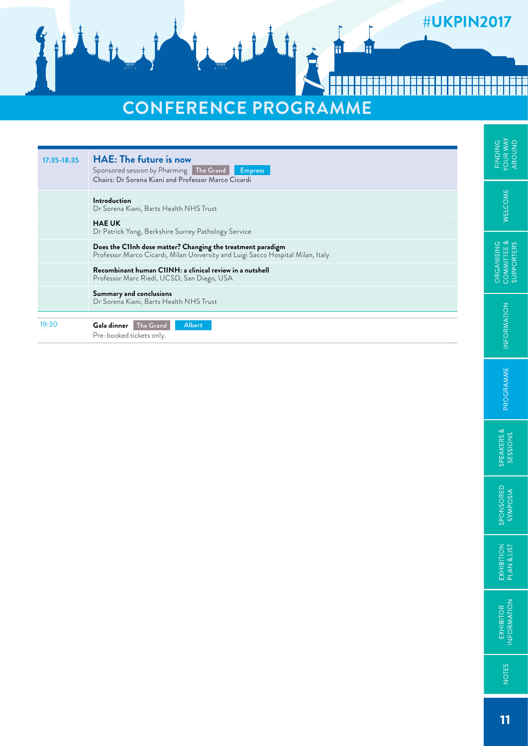# CONFERENCE PROGRAMME

| | |
|---|---|
| 17:35-18:35 | **HAE: The future is now**<br>Sponsored session by Pharming The Grand Empress<br>Chairs: Dr Sorena Kiani and Professor Marco Cicardi |
| | **Introduction**<br>Dr Sorena Kiani, Barts Health NHS Trust |
| | **HAE UK**<br>Dr Patrick Yong, Berkshire Surrey Pathology Service |
| | **Does the C1Inh dose matter? Changing the treatment paradigm**<br>Professor Marco Cicardi, Milan University and Luigi Sacco Hospital Milan, Italy |
| | **Recombinant human C1INH: a clinical review in a nutshell**<br>Professor Marc Riedl, UCSD, San Diego, USA |
| | **Summary and conclusions**<br>Dr Sorena Kiani, Barts Health NHS Trust |
| 19:30 | **Gala dinner** The Grand Albert<br>Pre-booked tickets only. |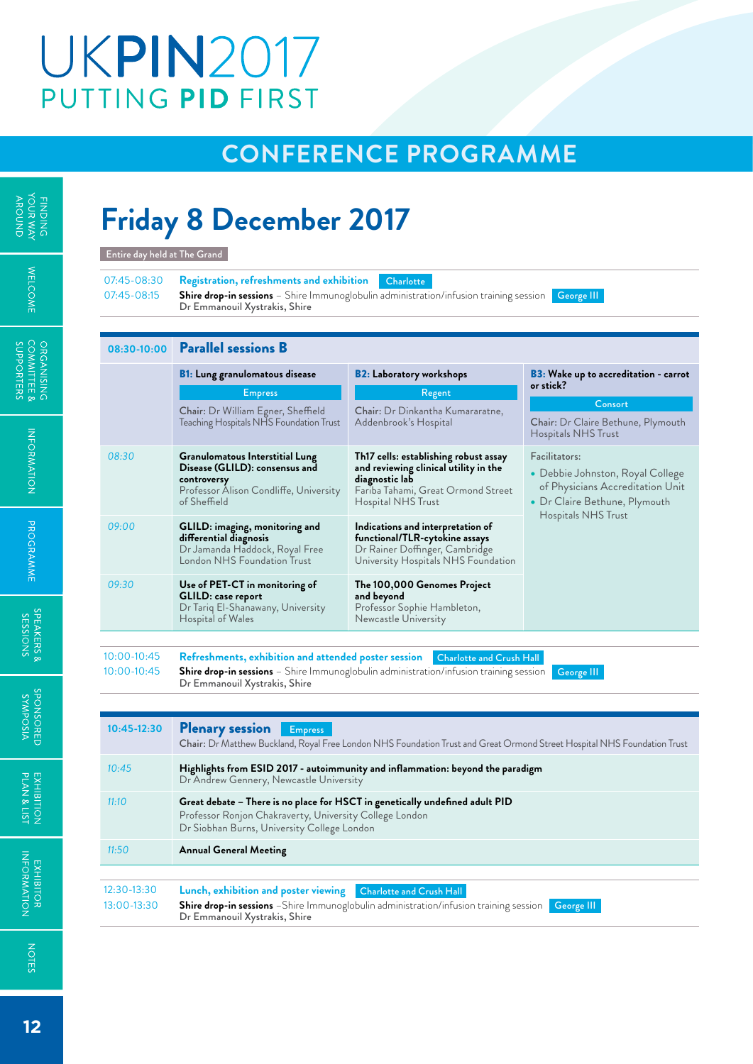# UKPIN2017
## PUTTING PID FIRST

## CONFERENCE PROGRAMME

# Friday 8 December 2017

Entire day held at The Grand

| | | |
|---|---|---|
| 07:45-08:30 | **Registration, refreshments and exhibition** | Charlotte |
| 07:45-08:15 | **Shire drop-in sessions** – Shire Immunoglobulin administration/infusion training session<br>Dr Emmanouil Xystrakis, Shire | George III |

| 08:30-10:00 | **Parallel sessions B** | | |
|---|---|---|---|
| | **B1: Lung granulomatous disease**<br>Empress<br>Chair: Dr William Egner, Sheffield Teaching Hospitals NHS Foundation Trust | **B2: Laboratory workshops**<br>Regent<br>Chair: Dr Dinkantha Kumararatne, Addenbrook's Hospital | **B3: Wake up to accreditation - carrot or stick?**<br>Consort<br>Chair: Dr Claire Bethune, Plymouth Hospitals NHS Trust |
| 08:30 | **Granulomatous Interstitial Lung Disease (GLILD): consensus and controversy**<br>Professor Alison Condliffe, University of Sheffield | **Th17 cells: establishing robust assay and reviewing clinical utility in the diagnostic lab**<br>Fariba Tahami, Great Ormond Street Hospital NHS Trust | Facilitators:<br>• Debbie Johnston, Royal College of Physicians Accreditation Unit<br>• Dr Claire Bethune, Plymouth Hospitals NHS Trust |
| 09:00 | **GLILD: imaging, monitoring and differential diagnosis**<br>Dr Jamanda Haddock, Royal Free London NHS Foundation Trust | **Indications and interpretation of functional/TLR-cytokine assays**<br>Dr Rainer Doffinger, Cambridge University Hospitals NHS Foundation | |
| 09:30 | **Use of PET-CT in monitoring of GLILD: case report**<br>Dr Tariq El-Shanawany, University Hospital of Wales | **The 100,000 Genomes Project and beyond**<br>Professor Sophie Hambleton, Newcastle University | |

| | | |
|---|---|---|
| 10:00-10:45 | **Refreshments, exhibition and attended poster session** | Charlotte and Crush Hall |
| 10:00-10:45 | **Shire drop-in sessions** – Shire Immunoglobulin administration/infusion training session<br>Dr Emmanouil Xystrakis, Shire | George III |

| 10:45-12:30 | **Plenary session** Empress<br>Chair: Dr Matthew Buckland, Royal Free London NHS Foundation Trust and Great Ormond Street Hospital NHS Foundation Trust |
|---|---|
| 10:45 | **Highlights from ESID 2017 - autoimmunity and inflammation: beyond the paradigm**<br>Dr Andrew Gennery, Newcastle University |
| 11:10 | **Great debate – There is no place for HSCT in genetically undefined adult PID**<br>Professor Ronjon Chakraverty, University College London<br>Dr Siobhan Burns, University College London |
| 11:50 | **Annual General Meeting** |

| | | |
|---|---|---|
| 12:30-13:30 | **Lunch, exhibition and poster viewing** | Charlotte and Crush Hall |
| 13:00-13:30 | **Shire drop-in sessions** –Shire Immunoglobulin administration/infusion training session<br>Dr Emmanouil Xystrakis, Shire | George III |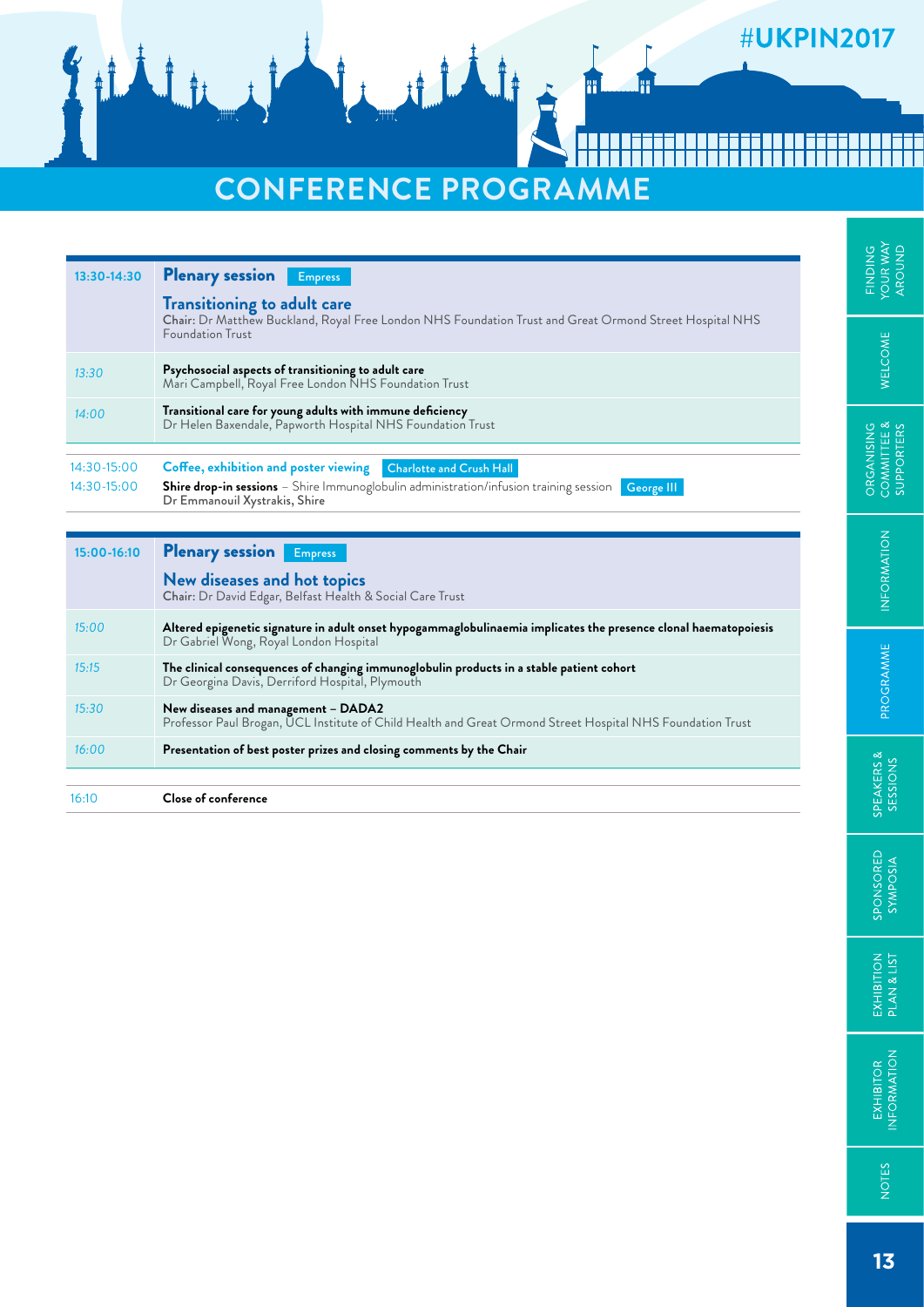# CONFERENCE PROGRAMME

| | |
|---|---|
| **13:30-14:30** | **Plenary session** Empress<br>**Transitioning to adult care**<br>Chair: Dr Matthew Buckland, Royal Free London NHS Foundation Trust and Great Ormond Street Hospital NHS Foundation Trust |
| *13:30* | **Psychosocial aspects of transitioning to adult care**<br>Mari Campbell, Royal Free London NHS Foundation Trust |
| *14:00* | **Transitional care for young adults with immune deficiency**<br>Dr Helen Baxendale, Papworth Hospital NHS Foundation Trust |

| | |
|---|---|
| 14:30-15:00 | **Coffee, exhibition and poster viewing** Charlotte and Crush Hall |
| 14:30-15:00 | **Shire drop-in sessions** – Shire Immunoglobulin administration/infusion training session George III<br>Dr Emmanouil Xystrakis, Shire |

| | |
|---|---|
| **15:00-16:10** | **Plenary session** Empress<br>**New diseases and hot topics**<br>Chair: Dr David Edgar, Belfast Health & Social Care Trust |
| *15:00* | **Altered epigenetic signature in adult onset hypogammaglobulinaemia implicates the presence clonal haematopoiesis**<br>Dr Gabriel Wong, Royal London Hospital |
| *15:15* | **The clinical consequences of changing immunoglobulin products in a stable patient cohort**<br>Dr Georgina Davis, Derriford Hospital, Plymouth |
| *15:30* | **New diseases and management – DADA2**<br>Professor Paul Brogan, UCL Institute of Child Health and Great Ormond Street Hospital NHS Foundation Trust |
| *16:00* | **Presentation of best poster prizes and closing comments by the Chair** |

| | |
|---|---|
| 16:10 | **Close of conference** |